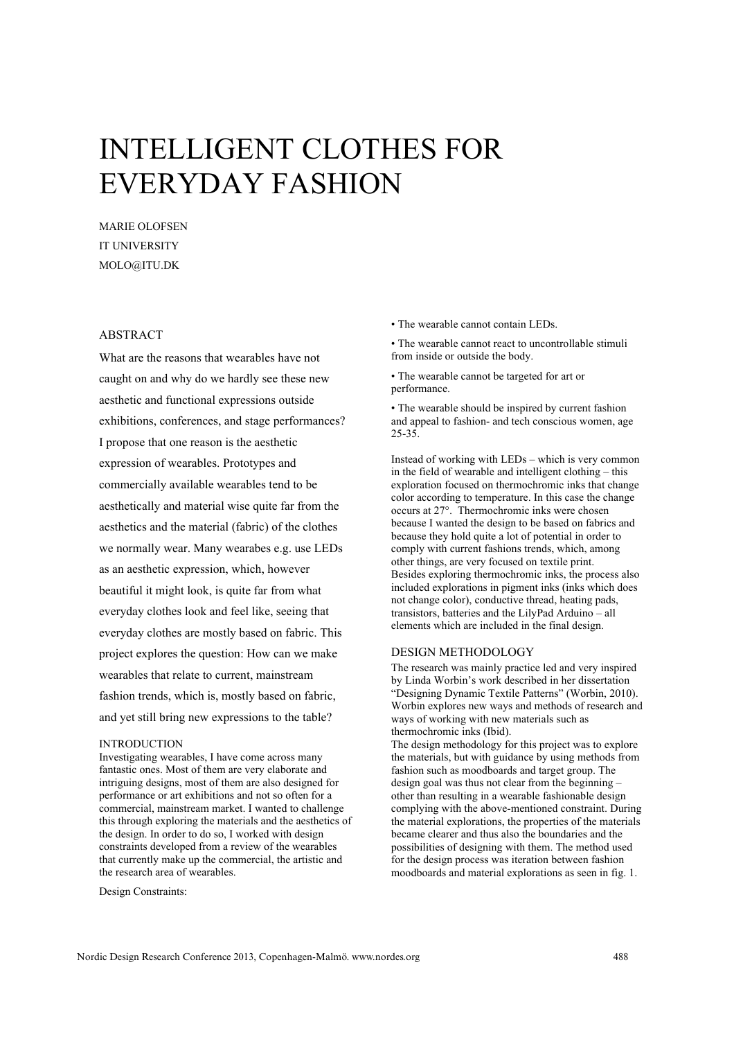# INTELLIGENT CLOTHES FOR EVERYDAY FASHION

MARIE OLOFSEN
IT UNIVERSITY
MOLO@ITU.DK

## ABSTRACT

What are the reasons that wearables have not caught on and why do we hardly see these new aesthetic and functional expressions outside exhibitions, conferences, and stage performances? I propose that one reason is the aesthetic expression of wearables. Prototypes and commercially available wearables tend to be aesthetically and material wise quite far from the aesthetics and the material (fabric) of the clothes we normally wear. Many wearabes e.g. use LEDs as an aesthetic expression, which, however beautiful it might look, is quite far from what everyday clothes look and feel like, seeing that everyday clothes are mostly based on fabric. This project explores the question: How can we make wearables that relate to current, mainstream fashion trends, which is, mostly based on fabric, and yet still bring new expressions to the table?

## INTRODUCTION

Investigating wearables, I have come across many fantastic ones. Most of them are very elaborate and intriguing designs, most of them are also designed for performance or art exhibitions and not so often for a commercial, mainstream market. I wanted to challenge this through exploring the materials and the aesthetics of the design. In order to do so, I worked with design constraints developed from a review of the wearables that currently make up the commercial, the artistic and the research area of wearables.

Design Constraints:

- The wearable cannot contain LEDs.
- The wearable cannot react to uncontrollable stimuli from inside or outside the body.
- The wearable cannot be targeted for art or performance.
- The wearable should be inspired by current fashion and appeal to fashion- and tech conscious women, age 25-35.

Instead of working with LEDs – which is very common in the field of wearable and intelligent clothing – this exploration focused on thermochromic inks that change color according to temperature. In this case the change occurs at 27°. Thermochromic inks were chosen because I wanted the design to be based on fabrics and because they hold quite a lot of potential in order to comply with current fashions trends, which, among other things, are very focused on textile print. Besides exploring thermochromic inks, the process also included explorations in pigment inks (inks which does not change color), conductive thread, heating pads, transistors, batteries and the LilyPad Arduino – all elements which are included in the final design.

## DESIGN METHODOLOGY

The research was mainly practice led and very inspired by Linda Worbin's work described in her dissertation "Designing Dynamic Textile Patterns" (Worbin, 2010). Worbin explores new ways and methods of research and ways of working with new materials such as thermochromic inks (Ibid).

The design methodology for this project was to explore the materials, but with guidance by using methods from fashion such as moodboards and target group. The design goal was thus not clear from the beginning – other than resulting in a wearable fashionable design complying with the above-mentioned constraint. During the material explorations, the properties of the materials became clearer and thus also the boundaries and the possibilities of designing with them. The method used for the design process was iteration between fashion moodboards and material explorations as seen in fig. 1.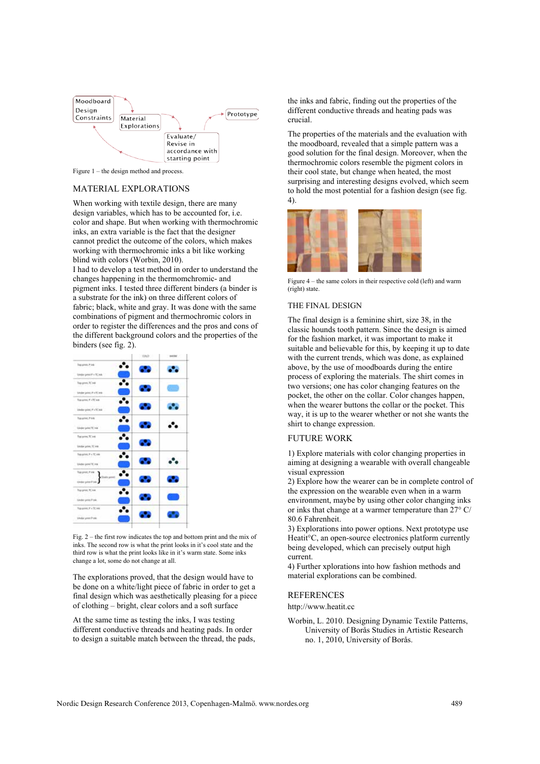Moodboard
Design
Constraints

Material
Explorations

Evaluate/
Revise in
accordance with
starting point

Prototype

Figure 1 – the design method and process.

## MATERIAL EXPLORATIONS

When working with textile design, there are many design variables, which has to be accounted for, i.e. color and shape. But when working with thermochromic inks, an extra variable is the fact that the designer cannot predict the outcome of the colors, which makes working with thermochromic inks a bit like working blind with colors (Worbin, 2010).

I had to develop a test method in order to understand the changes happening in the thermomchromic- and pigment inks. I tested three different binders (a binder is a substrate for the ink) on three different colors of fabric; black, white and gray. It was done with the same combinations of pigment and thermochromic colors in order to register the differences and the pros and cons of the different background colors and the properties of the binders (see fig. 2).

Fig. 2 – the first row indicates the top and bottom print and the mix of inks. The second row is what the print looks in it's cool state and the third row is what the print looks like in it's warm state. Some inks change a lot, some do not change at all.

The explorations proved, that the design would have to be done on a white/light piece of fabric in order to get a final design which was aesthetically pleasing for a piece of clothing – bright, clear colors and a soft surface

At the same time as testing the inks, I was testing different conductive threads and heating pads. In order to design a suitable match between the thread, the pads, the inks and fabric, finding out the properties of the different conductive threads and heating pads was crucial.

The properties of the materials and the evaluation with the moodboard, revealed that a simple pattern was a good solution for the final design. Moreover, when the thermochromic colors resemble the pigment colors in their cool state, but change when heated, the most surprising and interesting designs evolved, which seem to hold the most potential for a fashion design (see fig. 4).

Figure 4 – the same colors in their respective cold (left) and warm (right) state.

## THE FINAL DESIGN

The final design is a feminine shirt, size 38, in the classic hounds tooth pattern. Since the design is aimed for the fashion market, it was important to make it suitable and believable for this, by keeping it up to date with the current trends, which was done, as explained above, by the use of moodboards during the entire process of exploring the materials. The shirt comes in two versions; one has color changing features on the pocket, the other on the collar. Color changes happen, when the wearer buttons the collar or the pocket. This way, it is up to the wearer whether or not she wants the shirt to change expression.

## FUTURE WORK

1) Explore materials with color changing properties in aiming at designing a wearable with overall changeable visual expression
2) Explore how the wearer can be in complete control of the expression on the wearable even when in a warm environment, maybe by using other color changing inks or inks that change at a warmer temperature than 27° C/ 80.6 Fahrenheit.
3) Explorations into power options. Next prototype use Heatit°C, an open-source electronics platform currently being developed, which can precisely output high current.
4) Further xplorations into how fashion methods and material explorations can be combined.

## REFERENCES

http://www.heatit.cc

Worbin, L. 2010. Designing Dynamic Textile Patterns, University of Borås Studies in Artistic Research no. 1, 2010, University of Borås.